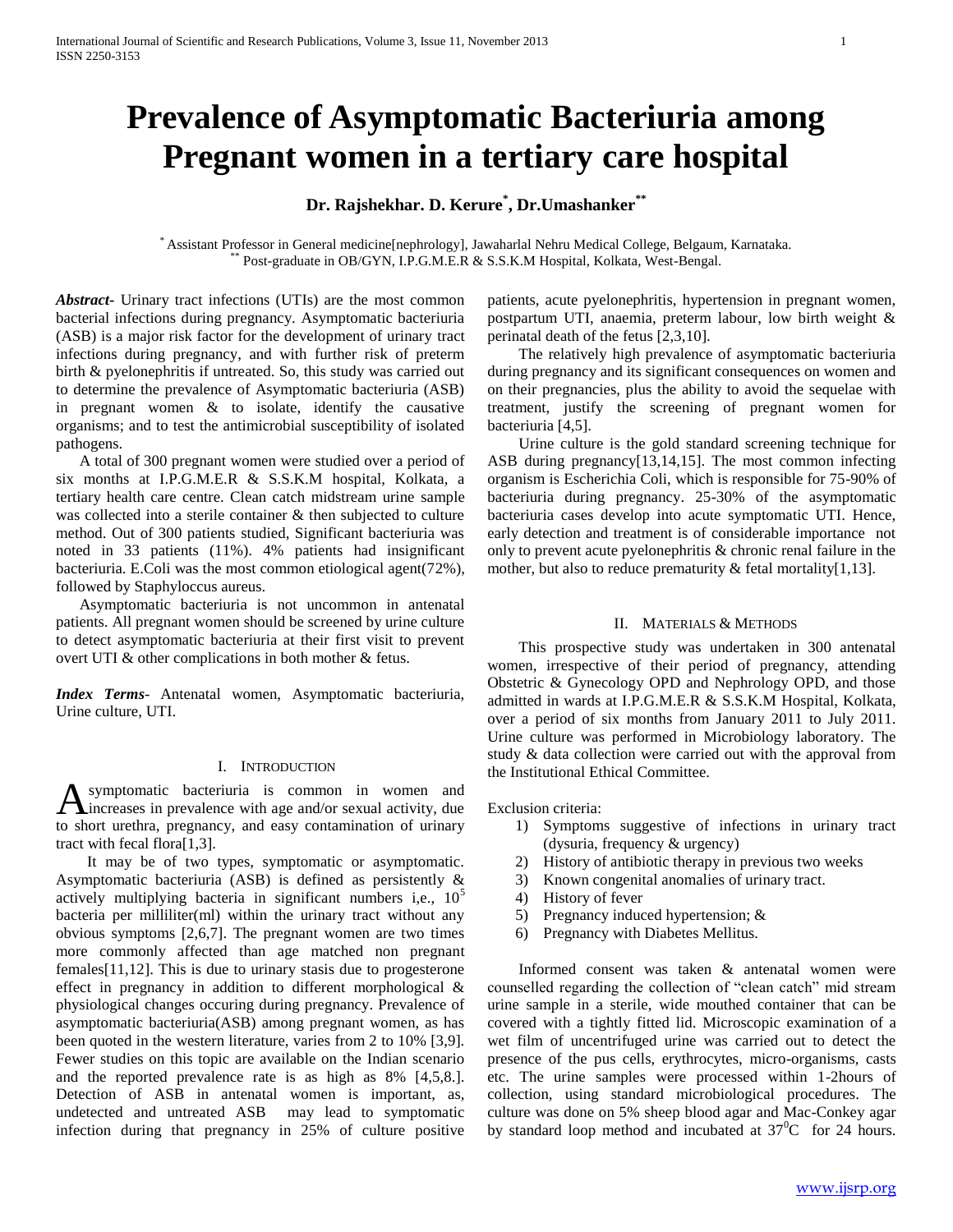# Prevalence of Asymptomatic Bacteriuria among Pregnant women in a tertiary care hospital

**Dr. Rajshekhar. D. Kerure[*], Dr.Umashanker[**]**

[*] Assistant Professor in General medicine[nephrology], Jawaharlal Nehru Medical College, Belgaum, Karnataka.
[**] Post-graduate in OB/GYN, I.P.G.M.E.R & S.S.K.M Hospital, Kolkata, West-Bengal.

***Abstract-*** Urinary tract infections (UTIs) are the most common bacterial infections during pregnancy. Asymptomatic bacteriuria (ASB) is a major risk factor for the development of urinary tract infections during pregnancy, and with further risk of preterm birth & pyelonephritis if untreated. So, this study was carried out to determine the prevalence of Asymptomatic bacteriuria (ASB) in pregnant women & to isolate, identify the causative organisms; and to test the antimicrobial susceptibility of isolated pathogens.

A total of 300 pregnant women were studied over a period of six months at I.P.G.M.E.R & S.S.K.M hospital, Kolkata, a tertiary health care centre. Clean catch midstream urine sample was collected into a sterile container & then subjected to culture method. Out of 300 patients studied, Significant bacteriuria was noted in 33 patients (11%). 4% patients had insignificant bacteriuria. E.Coli was the most common etiological agent(72%), followed by Staphyloccus aureus.

Asymptomatic bacteriuria is not uncommon in antenatal patients. All pregnant women should be screened by urine culture to detect asymptomatic bacteriuria at their first visit to prevent overt UTI & other complications in both mother & fetus.

***Index Terms-*** Antenatal women, Asymptomatic bacteriuria, Urine culture, UTI.

## I. Introduction

Asymptomatic bacteriuria is common in women and increases in prevalence with age and/or sexual activity, due to short urethra, pregnancy, and easy contamination of urinary tract with fecal flora[1,3].

It may be of two types, symptomatic or asymptomatic. Asymptomatic bacteriuria (ASB) is defined as persistently & actively multiplying bacteria in significant numbers i,e., $10^5$ bacteria per milliliter(ml) within the urinary tract without any obvious symptoms [2,6,7]. The pregnant women are two times more commonly affected than age matched non pregnant females[11,12]. This is due to urinary stasis due to progesterone effect in pregnancy in addition to different morphological & physiological changes occuring during pregnancy. Prevalence of asymptomatic bacteriuria(ASB) among pregnant women, as has been quoted in the western literature, varies from 2 to 10% [3,9]. Fewer studies on this topic are available on the Indian scenario and the reported prevalence rate is as high as 8% [4,5,8.]. Detection of ASB in antenatal women is important, as, undetected and untreated ASB may lead to symptomatic infection during that pregnancy in 25% of culture positive patients, acute pyelonephritis, hypertension in pregnant women, postpartum UTI, anaemia, preterm labour, low birth weight & perinatal death of the fetus [2,3,10].

The relatively high prevalence of asymptomatic bacteriuria during pregnancy and its significant consequences on women and on their pregnancies, plus the ability to avoid the sequelae with treatment, justify the screening of pregnant women for bacteriuria [4,5].

Urine culture is the gold standard screening technique for ASB during pregnancy[13,14,15]. The most common infecting organism is Escherichia Coli, which is responsible for 75-90% of bacteriuria during pregnancy. 25-30% of the asymptomatic bacteriuria cases develop into acute symptomatic UTI. Hence, early detection and treatment is of considerable importance not only to prevent acute pyelonephritis & chronic renal failure in the mother, but also to reduce prematurity & fetal mortality[1,13].

## II. Materials & Methods

This prospective study was undertaken in 300 antenatal women, irrespective of their period of pregnancy, attending Obstetric & Gynecology OPD and Nephrology OPD, and those admitted in wards at I.P.G.M.E.R & S.S.K.M Hospital, Kolkata, over a period of six months from January 2011 to July 2011. Urine culture was performed in Microbiology laboratory. The study & data collection were carried out with the approval from the Institutional Ethical Committee.

Exclusion criteria:

1) Symptoms suggestive of infections in urinary tract (dysuria, frequency & urgency)
2) History of antibiotic therapy in previous two weeks
3) Known congenital anomalies of urinary tract.
4) History of fever
5) Pregnancy induced hypertension; &
6) Pregnancy with Diabetes Mellitus.

Informed consent was taken & antenatal women were counselled regarding the collection of "clean catch" mid stream urine sample in a sterile, wide mouthed container that can be covered with a tightly fitted lid. Microscopic examination of a wet film of uncentrifuged urine was carried out to detect the presence of the pus cells, erythrocytes, micro-organisms, casts etc. The urine samples were processed within 1-2hours of collection, using standard microbiological procedures. The culture was done on 5% sheep blood agar and Mac-Conkey agar by standard loop method and incubated at $37^0C$ for 24 hours.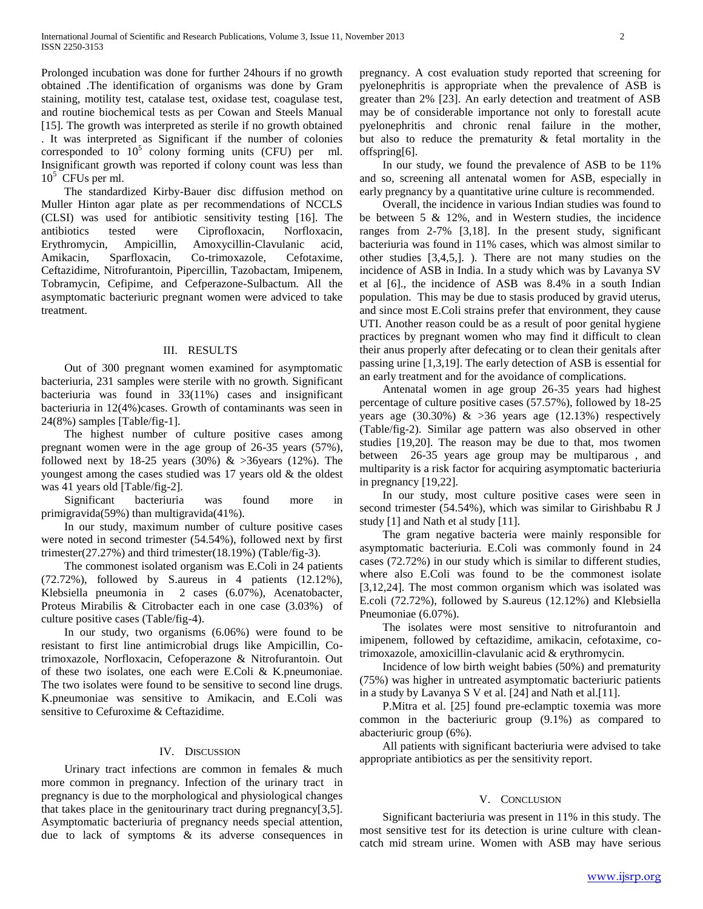Prolonged incubation was done for further 24hours if no growth obtained .The identification of organisms was done by Gram staining, motility test, catalase test, oxidase test, coagulase test, and routine biochemical tests as per Cowan and Steels Manual [15]. The growth was interpreted as sterile if no growth obtained . It was interpreted as Significant if the number of colonies corresponded to $10^5$ colony forming units (CFU) per ml. Insignificant growth was reported if colony count was less than $10^5$ CFUs per ml.

The standardized Kirby-Bauer disc diffusion method on Muller Hinton agar plate as per recommendations of NCCLS (CLSI) was used for antibiotic sensitivity testing [16]. The antibiotics tested were Ciprofloxacin, Norfloxacin, Erythromycin, Ampicillin, Amoxycillin-Clavulanic acid, Amikacin, Sparfloxacin, Co-trimoxazole, Cefotaxime, Ceftazidime, Nitrofurantoin, Pipercillin, Tazobactam, Imipenem, Tobramycin, Cefipime, and Cefperazone-Sulbactum. All the asymptomatic bacteriuric pregnant women were adviced to take treatment.

## III. RESULTS

Out of 300 pregnant women examined for asymptomatic bacteriuria, 231 samples were sterile with no growth. Significant bacteriuria was found in 33(11%) cases and insignificant bacteriuria in 12(4%)cases. Growth of contaminants was seen in 24(8%) samples [Table/fig-1].

The highest number of culture positive cases among pregnant women were in the age group of 26-35 years (57%), followed next by 18-25 years (30%) & >36years (12%). The youngest among the cases studied was 17 years old & the oldest was 41 years old [Table/fig-2].

Significant bacteriuria was found more in primigravida(59%) than multigravida(41%).

In our study, maximum number of culture positive cases were noted in second trimester (54.54%), followed next by first trimester(27.27%) and third trimester(18.19%) (Table/fig-3).

The commonest isolated organism was E.Coli in 24 patients (72.72%), followed by S.aureus in 4 patients (12.12%), Klebsiella pneumonia in 2 cases (6.07%), Acenatobacter, Proteus Mirabilis & Citrobacter each in one case (3.03%) of culture positive cases (Table/fig-4).

In our study, two organisms (6.06%) were found to be resistant to first line antimicrobial drugs like Ampicillin, Co-trimoxazole, Norfloxacin, Cefoperazone & Nitrofurantoin. Out of these two isolates, one each were E.Coli & K.pneumoniae. The two isolates were found to be sensitive to second line drugs. K.pneumoniae was sensitive to Amikacin, and E.Coli was sensitive to Cefuroxime & Ceftazidime.

## IV. DISCUSSION

Urinary tract infections are common in females & much more common in pregnancy. Infection of the urinary tract in pregnancy is due to the morphological and physiological changes that takes place in the genitourinary tract during pregnancy[3,5]. Asymptomatic bacteriuria of pregnancy needs special attention, due to lack of symptoms & its adverse consequences in pregnancy. A cost evaluation study reported that screening for pyelonephritis is appropriate when the prevalence of ASB is greater than 2% [23]. An early detection and treatment of ASB may be of considerable importance not only to forestall acute pyelonephritis and chronic renal failure in the mother, but also to reduce the prematurity & fetal mortality in the offspring[6].

In our study, we found the prevalence of ASB to be 11% and so, screening all antenatal women for ASB, especially in early pregnancy by a quantitative urine culture is recommended.

Overall, the incidence in various Indian studies was found to be between 5 & 12%, and in Western studies, the incidence ranges from 2-7% [3,18]. In the present study, significant bacteriuria was found in 11% cases, which was almost similar to other studies [3,4,5,]. ). There are not many studies on the incidence of ASB in India. In a study which was by Lavanya SV et al [6]., the incidence of ASB was 8.4% in a south Indian population. This may be due to stasis produced by gravid uterus, and since most E.Coli strains prefer that environment, they cause UTI. Another reason could be as a result of poor genital hygiene practices by pregnant women who may find it difficult to clean their anus properly after defecating or to clean their genitals after passing urine [1,3,19]. The early detection of ASB is essential for an early treatment and for the avoidance of complications.

Antenatal women in age group 26-35 years had highest percentage of culture positive cases (57.57%), followed by 18-25 years age (30.30%) & >36 years age (12.13%) respectively (Table/fig-2). Similar age pattern was also observed in other studies [19,20]. The reason may be due to that, mos twomen between 26-35 years age group may be multiparous , and multiparity is a risk factor for acquiring asymptomatic bacteriuria in pregnancy [19,22].

In our study, most culture positive cases were seen in second trimester (54.54%), which was similar to Girishbabu R J study [1] and Nath et al study [11].

The gram negative bacteria were mainly responsible for asymptomatic bacteriuria. E.Coli was commonly found in 24 cases (72.72%) in our study which is similar to different studies, where also E.Coli was found to be the commonest isolate [3,12,24]. The most common organism which was isolated was E.coli (72.72%), followed by S.aureus (12.12%) and Klebsiella Pneumoniae (6.07%).

The isolates were most sensitive to nitrofurantoin and imipenem, followed by ceftazidime, amikacin, cefotaxime, co-trimoxazole, amoxicillin-clavulanic acid & erythromycin.

Incidence of low birth weight babies (50%) and prematurity (75%) was higher in untreated asymptomatic bacteriuric patients in a study by Lavanya S V et al. [24] and Nath et al.[11].

P.Mitra et al. [25] found pre-eclamptic toxemia was more common in the bacteriuric group (9.1%) as compared to abacteriuric group (6%).

All patients with significant bacteriuria were advised to take appropriate antibiotics as per the sensitivity report.

## V. CONCLUSION

Significant bacteriuria was present in 11% in this study. The most sensitive test for its detection is urine culture with clean-catch mid stream urine. Women with ASB may have serious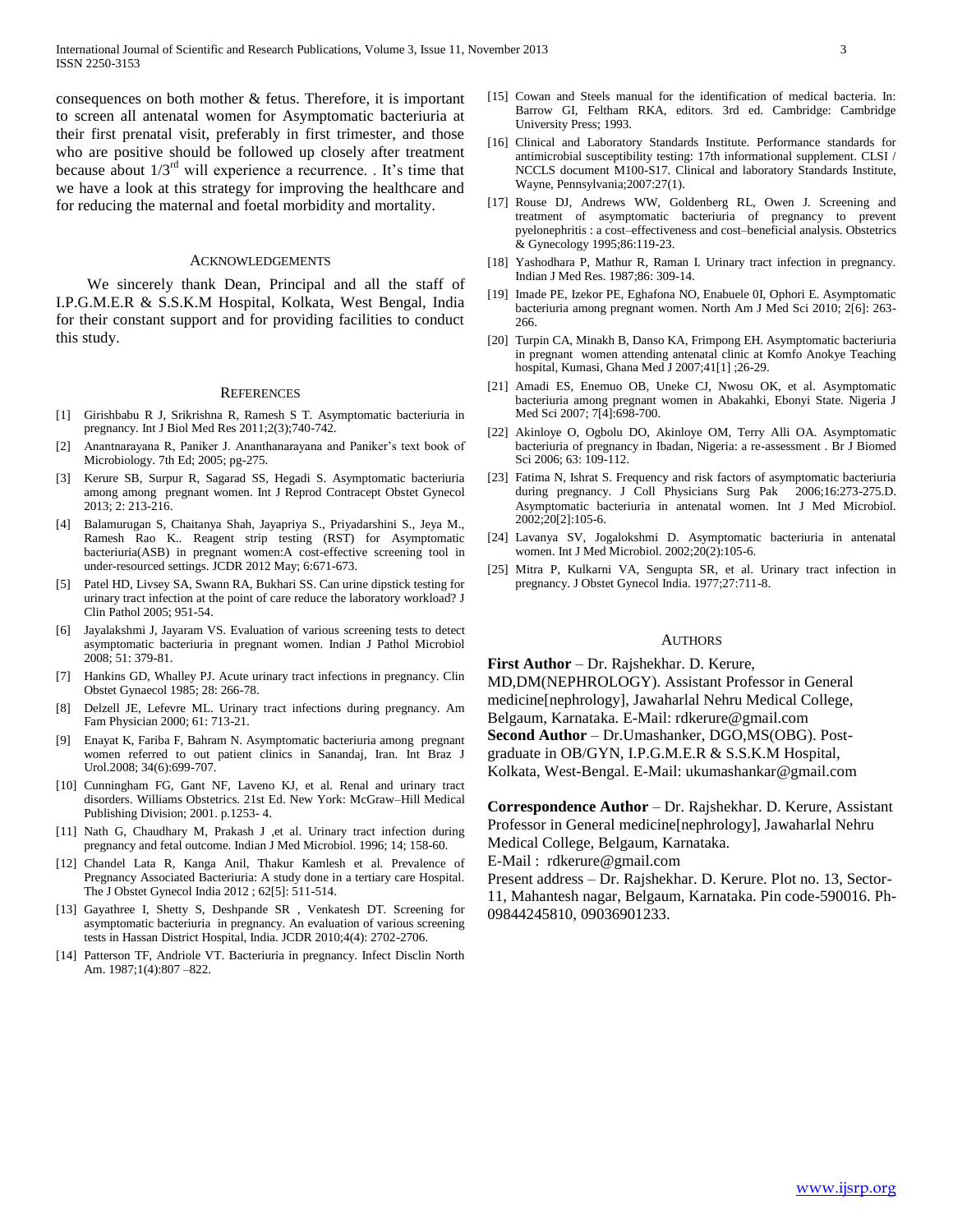consequences on both mother & fetus. Therefore, it is important to screen all antenatal women for Asymptomatic bacteriuria at their first prenatal visit, preferably in first trimester, and those who are positive should be followed up closely after treatment because about $1/3^{rd}$ will experience a recurrence. . It's time that we have a look at this strategy for improving the healthcare and for reducing the maternal and foetal morbidity and mortality.

## Acknowledgements

We sincerely thank Dean, Principal and all the staff of I.P.G.M.E.R & S.S.K.M Hospital, Kolkata, West Bengal, India for their constant support and for providing facilities to conduct this study.

## References

[1] Girishbabu R J, Srikrishna R, Ramesh S T. Asymptomatic bacteriuria in pregnancy. Int J Biol Med Res 2011;2(3);740-742.

[2] Anantnarayana R, Paniker J. Ananthanarayana and Paniker's text book of Microbiology. 7th Ed; 2005; pg-275.

[3] Kerure SB, Surpur R, Sagarad SS, Hegadi S. Asymptomatic bacteriuria among among pregnant women. Int J Reprod Contracept Obstet Gynecol 2013; 2: 213-216.

[4] Balamurugan S, Chaitanya Shah, Jayapriya S., Priyadarshini S., Jeya M., Ramesh Rao K.. Reagent strip testing (RST) for Asymptomatic bacteriuria(ASB) in pregnant women:A cost-effective screening tool in under-resourced settings. JCDR 2012 May; 6:671-673.

[5] Patel HD, Livsey SA, Swann RA, Bukhari SS. Can urine dipstick testing for urinary tract infection at the point of care reduce the laboratory workload? J Clin Pathol 2005; 951-54.

[6] Jayalakshmi J, Jayaram VS. Evaluation of various screening tests to detect asymptomatic bacteriuria in pregnant women. Indian J Pathol Microbiol 2008; 51: 379-81.

[7] Hankins GD, Whalley PJ. Acute urinary tract infections in pregnancy. Clin Obstet Gynaecol 1985; 28: 266-78.

[8] Delzell JE, Lefevre ML. Urinary tract infections during pregnancy. Am Fam Physician 2000; 61: 713-21.

[9] Enayat K, Fariba F, Bahram N. Asymptomatic bacteriuria among pregnant women referred to out patient clinics in Sanandaj, Iran. Int Braz J Urol.2008; 34(6):699-707.

[10] Cunningham FG, Gant NF, Laveno KJ, et al. Renal and urinary tract disorders. Williams Obstetrics. 21st Ed. New York: McGraw–Hill Medical Publishing Division; 2001. p.1253- 4.

[11] Nath G, Chaudhary M, Prakash J ,et al. Urinary tract infection during pregnancy and fetal outcome. Indian J Med Microbiol. 1996; 14; 158-60.

[12] Chandel Lata R, Kanga Anil, Thakur Kamlesh et al. Prevalence of Pregnancy Associated Bacteriuria: A study done in a tertiary care Hospital. The J Obstet Gynecol India 2012 ; 62[5]: 511-514.

[13] Gayathree I, Shetty S, Deshpande SR , Venkatesh DT. Screening for asymptomatic bacteriuria in pregnancy. An evaluation of various screening tests in Hassan District Hospital, India. JCDR 2010;4(4): 2702-2706.

[14] Patterson TF, Andriole VT. Bacteriuria in pregnancy. Infect Disclin North Am. 1987;1(4):807 –822.

[15] Cowan and Steels manual for the identification of medical bacteria. In: Barrow GI, Feltham RKA, editors. 3rd ed. Cambridge: Cambridge University Press; 1993.

[16] Clinical and Laboratory Standards Institute. Performance standards for antimicrobial susceptibility testing: 17th informational supplement. CLSI / NCCLS document M100-S17. Clinical and laboratory Standards Institute, Wayne, Pennsylvania;2007:27(1).

[17] Rouse DJ, Andrews WW, Goldenberg RL, Owen J. Screening and treatment of asymptomatic bacteriuria of pregnancy to prevent pyelonephritis : a cost–effectiveness and cost–beneficial analysis. Obstetrics & Gynecology 1995;86:119-23.

[18] Yashodhara P, Mathur R, Raman I. Urinary tract infection in pregnancy. Indian J Med Res. 1987;86: 309-14.

[19] Imade PE, Izekor PE, Eghafona NO, Enabuele 0I, Ophori E. Asymptomatic bacteriuria among pregnant women. North Am J Med Sci 2010; 2[6]: 263-266.

[20] Turpin CA, Minakh B, Danso KA, Frimpong EH. Asymptomatic bacteriuria in pregnant women attending antenatal clinic at Komfo Anokye Teaching hospital, Kumasi, Ghana Med J 2007;41[1] ;26-29.

[21] Amadi ES, Enemuo OB, Uneke CJ, Nwosu OK, et al. Asymptomatic bacteriuria among pregnant women in Abakahki, Ebonyi State. Nigeria J Med Sci 2007; 7[4]:698-700.

[22] Akinloye O, Ogbolu DO, Akinloye OM, Terry Alli OA. Asymptomatic bacteriuria of pregnancy in Ibadan, Nigeria: a re-assessment . Br J Biomed Sci 2006; 63: 109-112.

[23] Fatima N, Ishrat S. Frequency and risk factors of asymptomatic bacteriuria during pregnancy. J Coll Physicians Surg Pak 2006;16:273-275.D. Asymptomatic bacteriuria in antenatal women. Int J Med Microbiol. 2002;20[2]:105-6.

[24] Lavanya SV, Jogalokshmi D. Asymptomatic bacteriuria in antenatal women. Int J Med Microbiol. 2002;20(2):105-6.

[25] Mitra P, Kulkarni VA, Sengupta SR, et al. Urinary tract infection in pregnancy. J Obstet Gynecol India. 1977;27:711-8.

## Authors

**First Author** – Dr. Rajshekhar. D. Kerure, MD,DM(NEPHROLOGY). Assistant Professor in General medicine[nephrology], Jawaharlal Nehru Medical College, Belgaum, Karnataka. E-Mail: rdkerure@gmail.com

**Second Author** – Dr.Umashanker, DGO,MS(OBG). Post-graduate in OB/GYN, I.P.G.M.E.R & S.S.K.M Hospital, Kolkata, West-Bengal. E-Mail: ukumashankar@gmail.com

**Correspondence Author** – Dr. Rajshekhar. D. Kerure, Assistant Professor in General medicine[nephrology], Jawaharlal Nehru Medical College, Belgaum, Karnataka.
E-Mail : rdkerure@gmail.com
Present address – Dr. Rajshekhar. D. Kerure. Plot no. 13, Sector-11, Mahantesh nagar, Belgaum, Karnataka. Pin code-590016. Ph-09844245810, 09036901233.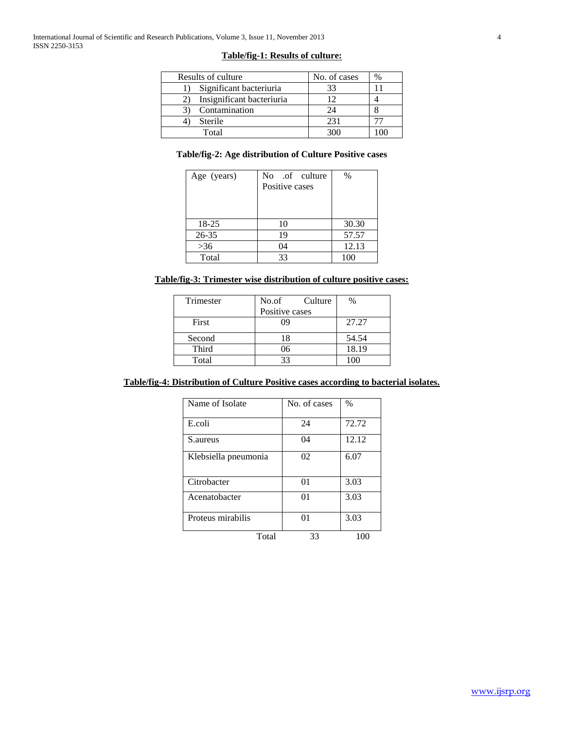**Table/fig-1: Results of culture:**

| Results of culture | No. of cases | % |
|---|---|---|
| 1) Significant bacteriuria | 33 | 11 |
| 2) Insignificant bacteriuria | 12 | 4 |
| 3) Contamination | 24 | 8 |
| 4) Sterile | 231 | 77 |
| Total | 300 | 100 |

**Table/fig-2: Age distribution of Culture Positive cases**

| Age (years) | No .of culture Positive cases | % |
|---|---|---|
| 18-25 | 10 | 30.30 |
| 26-35 | 19 | 57.57 |
| >36 | 04 | 12.13 |
| Total | 33 | 100 |

**Table/fig-3: Trimester wise distribution of culture positive cases:**

| Trimester | No.of Culture Positive cases | % |
|---|---|---|
| First | 09 | 27.27 |
| Second | 18 | 54.54 |
| Third | 06 | 18.19 |
| Total | 33 | 100 |

**Table/fig-4: Distribution of Culture Positive cases according to bacterial isolates.**

| Name of Isolate | No. of cases | % |
|---|---|---|
| E.coli | 24 | 72.72 |
| S.aureus | 04 | 12.12 |
| Klebsiella pneumonia | 02 | 6.07 |
| Citrobacter | 01 | 3.03 |
| Acenatobacter | 01 | 3.03 |
| Proteus mirabilis | 01 | 3.03 |
| Total | 33 | 100 |